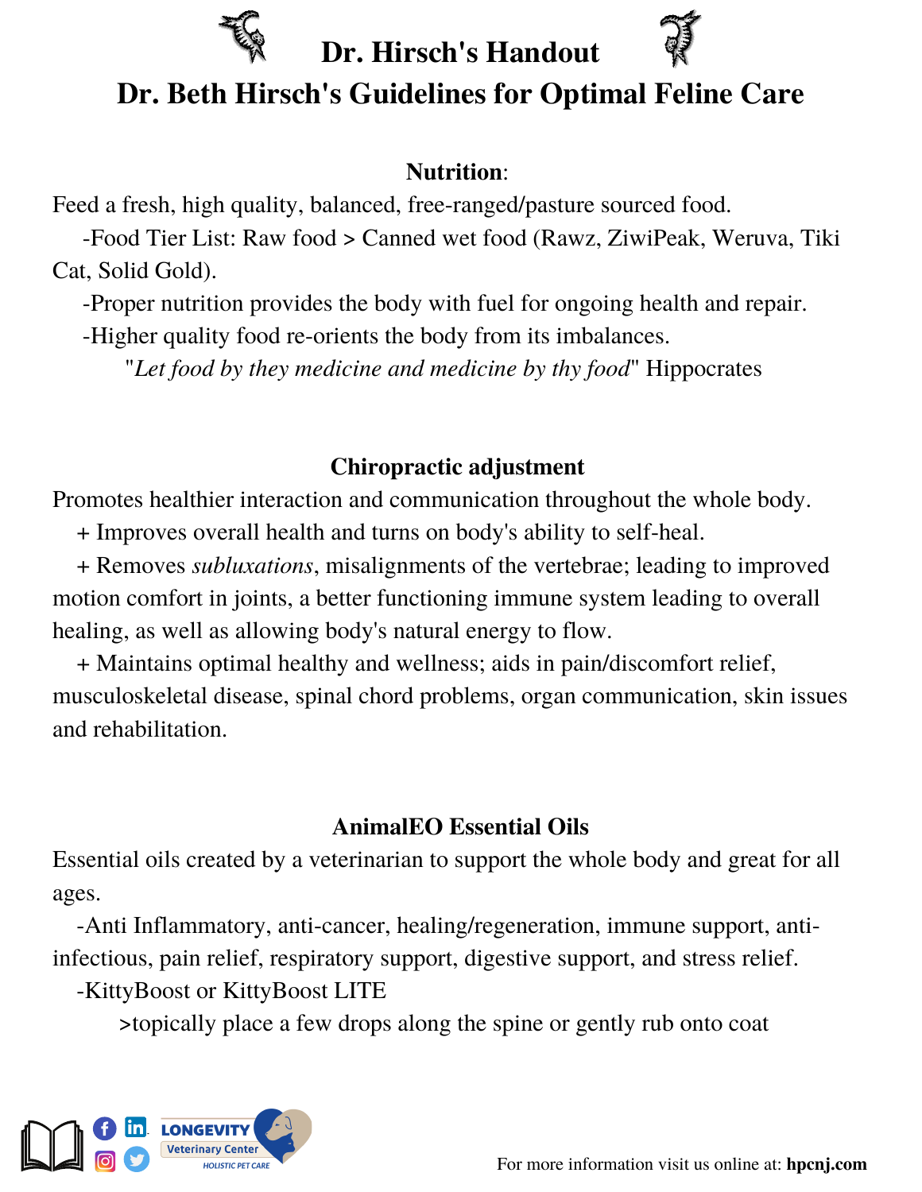# Dr. Hirsch's Handout

## Dr. Beth Hirsch's Guidelines for Optimal Feline Care

### **Nutrition**:

Feed a fresh, high quality, balanced, free-ranged/pasture sourced food.

-Food Tier List: Raw food > Canned wet food (Rawz, ZiwiPeak, Weruva, Tiki Cat, Solid Gold).

-Proper nutrition provides the body with fuel for ongoing health and repair.

-Higher quality food re-orients the body from its imbalances.

"*Let food by they medicine and medicine by thy food*" Hippocrates

### Chiropractic adjustment

Promotes healthier interaction and communication throughout the whole body.

+ Improves overall health and turns on body's ability to self-heal.

+ Removes *subluxations*, misalignments of the vertebrae; leading to improved motion comfort in joints, a better functioning immune system leading to overall healing, as well as allowing body's natural energy to flow.

+ Maintains optimal healthy and wellness; aids in pain/discomfort relief, musculoskeletal disease, spinal chord problems, organ communication, skin issues and rehabilitation.

### AnimalEO Essential Oils

Essential oils created by a veterinarian to support the whole body and great for all ages.

-Anti Inflammatory, anti-cancer, healing/regeneration, immune support, anti-infectious, pain relief, respiratory support, digestive support, and stress relief.

-KittyBoost or KittyBoost LITE

>topically place a few drops along the spine or gently rub onto coat

LONGEVITY Veterinary Center HOLISTIC PET CARE

For more information visit us online at: **hpcnj.com**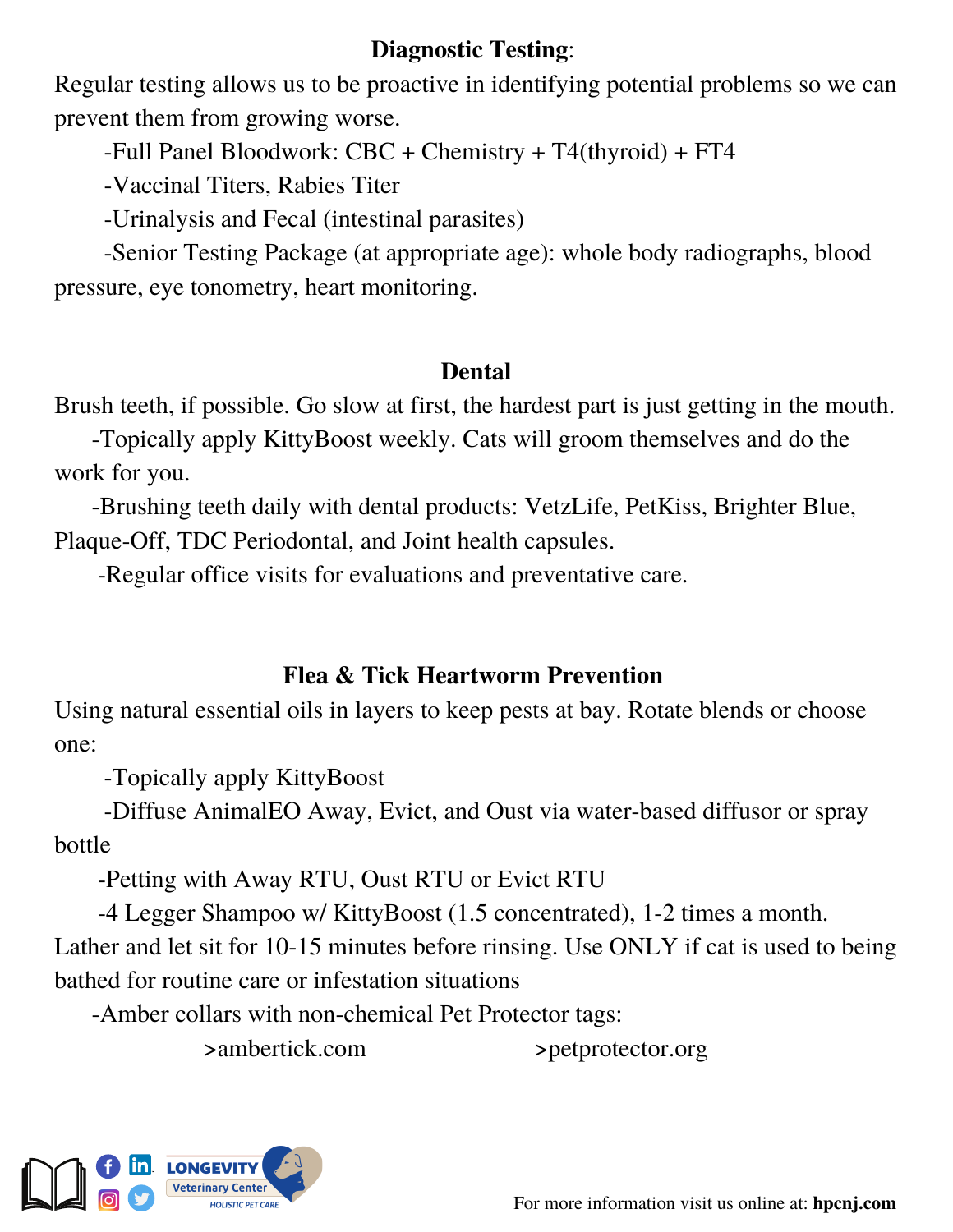## Diagnostic Testing:

Regular testing allows us to be proactive in identifying potential problems so we can prevent them from growing worse.

-Full Panel Bloodwork: CBC + Chemistry + T4(thyroid) + FT4

-Vaccinal Titers, Rabies Titer

-Urinalysis and Fecal (intestinal parasites)

-Senior Testing Package (at appropriate age): whole body radiographs, blood pressure, eye tonometry, heart monitoring.

## Dental

Brush teeth, if possible. Go slow at first, the hardest part is just getting in the mouth.

-Topically apply KittyBoost weekly. Cats will groom themselves and do the work for you.

-Brushing teeth daily with dental products: VetzLife, PetKiss, Brighter Blue, Plaque-Off, TDC Periodontal, and Joint health capsules.

-Regular office visits for evaluations and preventative care.

## Flea & Tick Heartworm Prevention

Using natural essential oils in layers to keep pests at bay. Rotate blends or choose one:

-Topically apply KittyBoost

-Diffuse AnimalEO Away, Evict, and Oust via water-based diffusor or spray bottle

-Petting with Away RTU, Oust RTU or Evict RTU

-4 Legger Shampoo w/ KittyBoost (1.5 concentrated), 1-2 times a month. Lather and let sit for 10-15 minutes before rinsing. Use ONLY if cat is used to being bathed for routine care or infestation situations

-Amber collars with non-chemical Pet Protector tags:

>ambertick.com >petprotector.org

LONGEVITY Veterinary Center HOLISTIC PET CARE

For more information visit us online at: **hpcnj.com**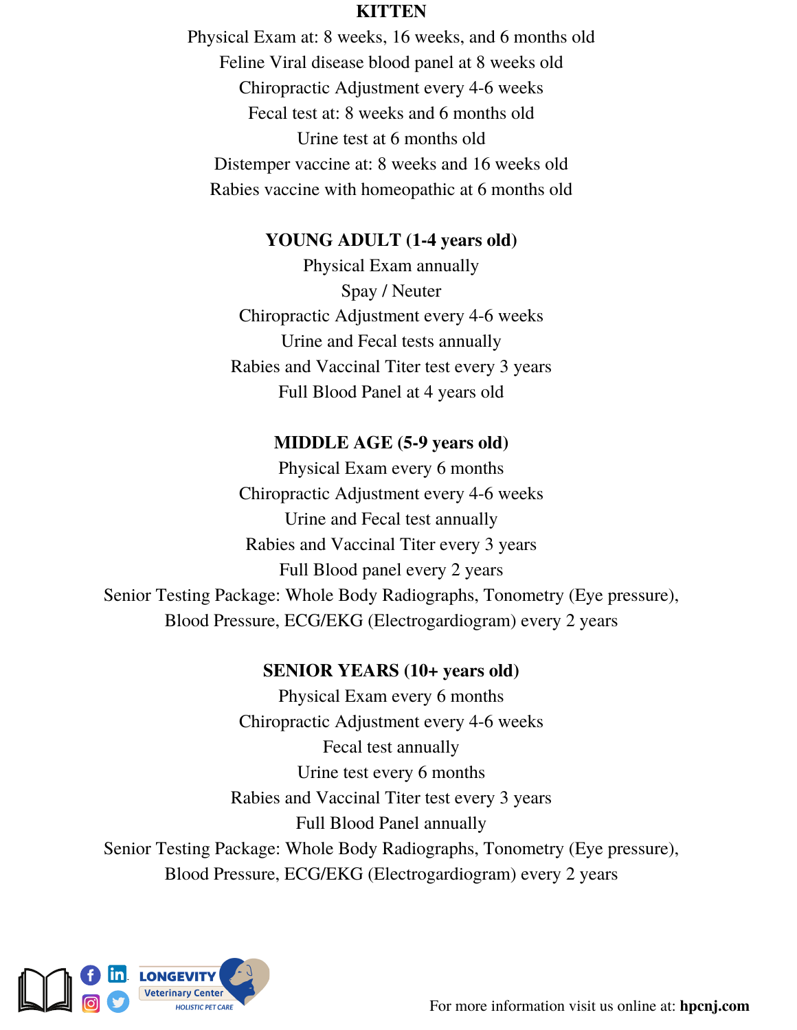## KITTEN

Physical Exam at: 8 weeks, 16 weeks, and 6 months old

Feline Viral disease blood panel at 8 weeks old

Chiropractic Adjustment every 4-6 weeks

Fecal test at: 8 weeks and 6 months old

Urine test at 6 months old

Distemper vaccine at: 8 weeks and 16 weeks old

Rabies vaccine with homeopathic at 6 months old

## YOUNG ADULT (1-4 years old)

Physical Exam annually

Spay / Neuter

Chiropractic Adjustment every 4-6 weeks

Urine and Fecal tests annually

Rabies and Vaccinal Titer test every 3 years

Full Blood Panel at 4 years old

## MIDDLE AGE (5-9 years old)

Physical Exam every 6 months

Chiropractic Adjustment every 4-6 weeks

Urine and Fecal test annually

Rabies and Vaccinal Titer every 3 years

Full Blood panel every 2 years

Senior Testing Package: Whole Body Radiographs, Tonometry (Eye pressure), Blood Pressure, ECG/EKG (Electrogardiogram) every 2 years

## SENIOR YEARS (10+ years old)

Physical Exam every 6 months

Chiropractic Adjustment every 4-6 weeks

Fecal test annually

Urine test every 6 months

Rabies and Vaccinal Titer test every 3 years

Full Blood Panel annually

Senior Testing Package: Whole Body Radiographs, Tonometry (Eye pressure), Blood Pressure, ECG/EKG (Electrogardiogram) every 2 years

LONGEVITY Veterinary Center HOLISTIC PET CARE

For more information visit us online at: **hpcnj.com**